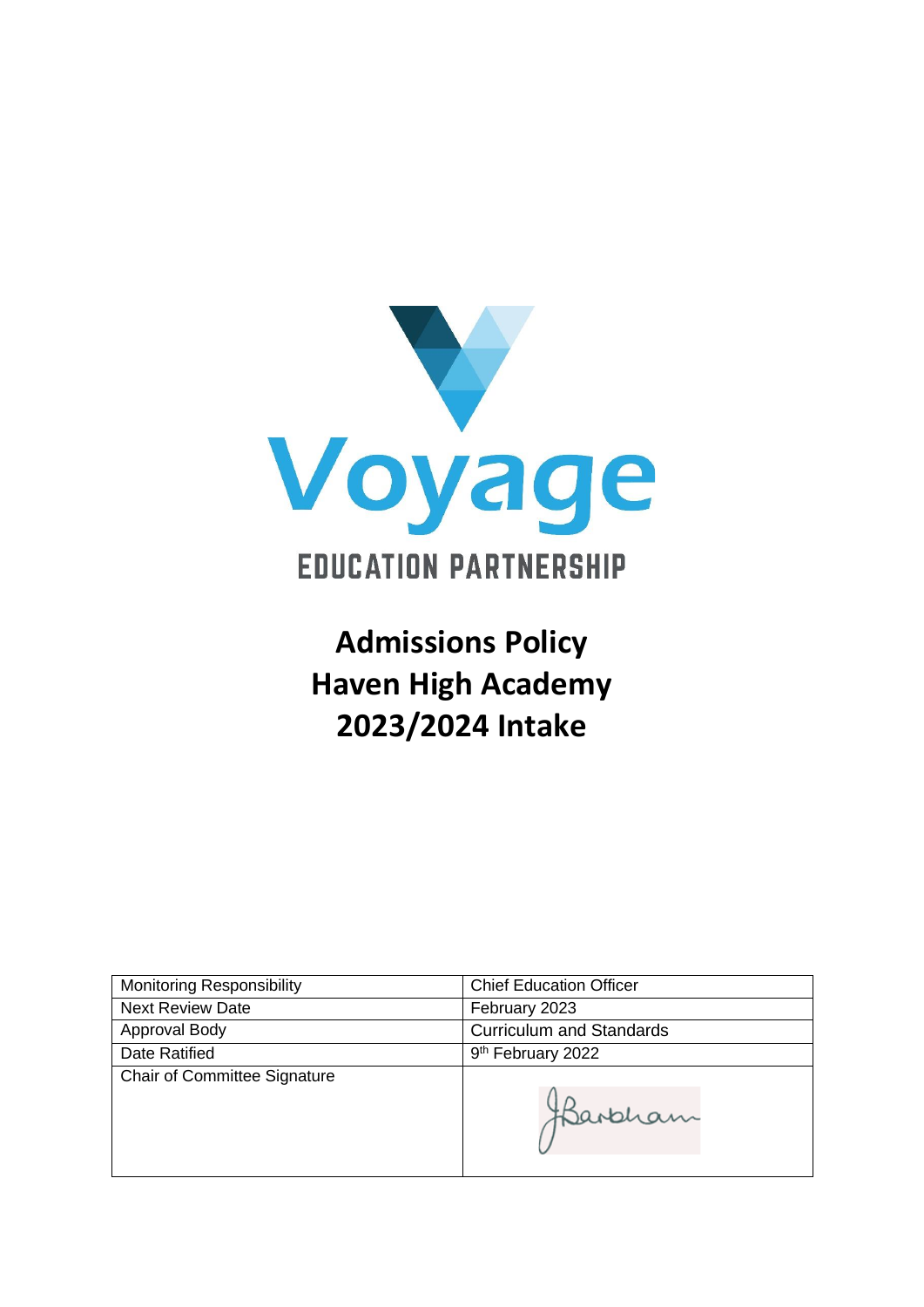Voyage

EDUCATION PARTNERSHIP

# Admissions Policy
# Haven High Academy
# 2023/2024 Intake

| Monitoring Responsibility | Chief Education Officer |
|---|---|
| Next Review Date | February 2023 |
| Approval Body | Curriculum and Standards |
| Date Ratified | 9th February 2022 |
| Chair of Committee Signature | JBarbham |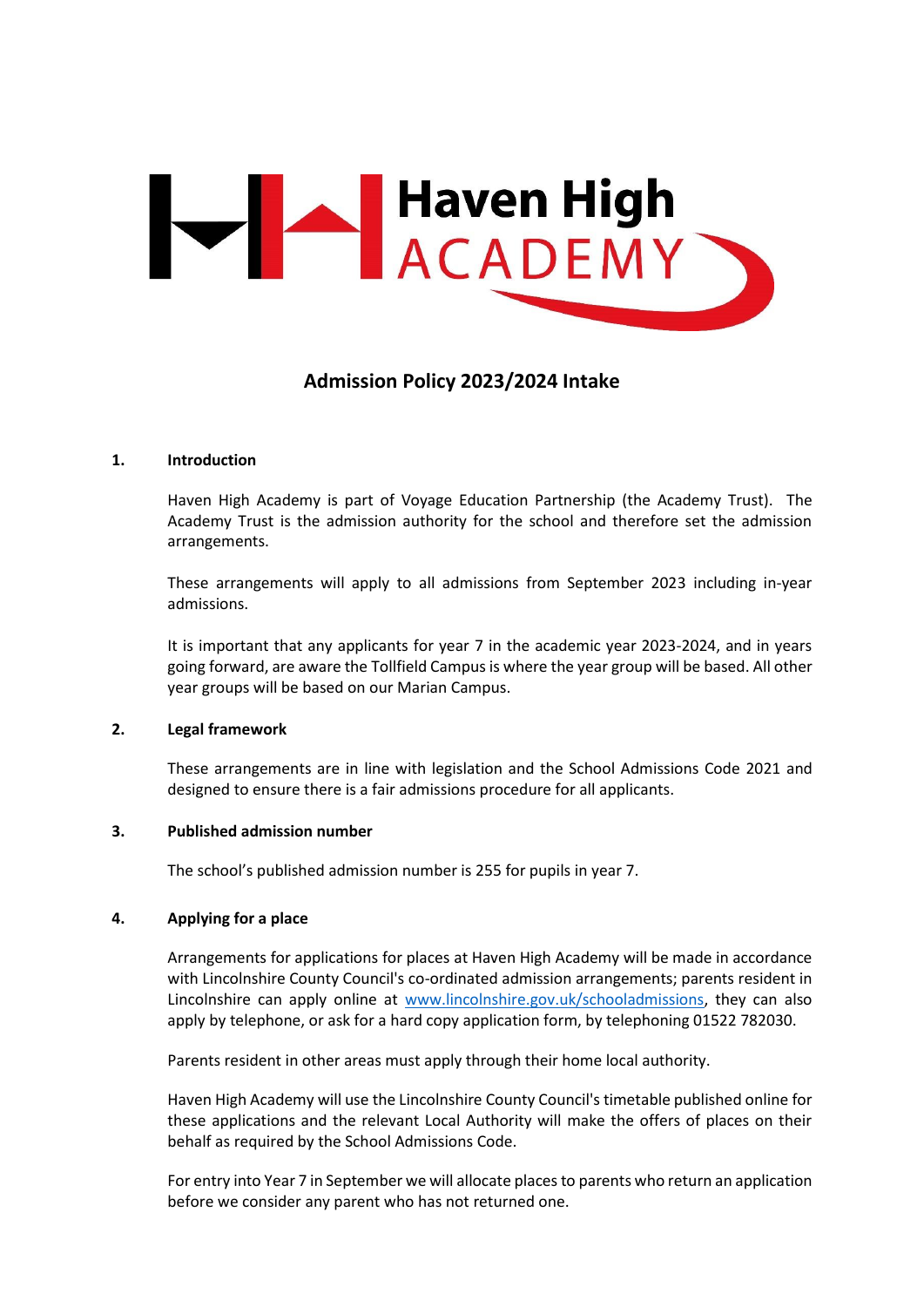# Haven High ACADEMY

## Admission Policy 2023/2024 Intake

### 1. Introduction

Haven High Academy is part of Voyage Education Partnership (the Academy Trust). The Academy Trust is the admission authority for the school and therefore set the admission arrangements.

These arrangements will apply to all admissions from September 2023 including in-year admissions.

It is important that any applicants for year 7 in the academic year 2023-2024, and in years going forward, are aware the Tollfield Campus is where the year group will be based. All other year groups will be based on our Marian Campus.

### 2. Legal framework

These arrangements are in line with legislation and the School Admissions Code 2021 and designed to ensure there is a fair admissions procedure for all applicants.

### 3. Published admission number

The school's published admission number is 255 for pupils in year 7.

### 4. Applying for a place

Arrangements for applications for places at Haven High Academy will be made in accordance with Lincolnshire County Council's co-ordinated admission arrangements; parents resident in Lincolnshire can apply online at www.lincolnshire.gov.uk/schooladmissions, they can also apply by telephone, or ask for a hard copy application form, by telephoning 01522 782030.

Parents resident in other areas must apply through their home local authority.

Haven High Academy will use the Lincolnshire County Council's timetable published online for these applications and the relevant Local Authority will make the offers of places on their behalf as required by the School Admissions Code.

For entry into Year 7 in September we will allocate places to parents who return an application before we consider any parent who has not returned one.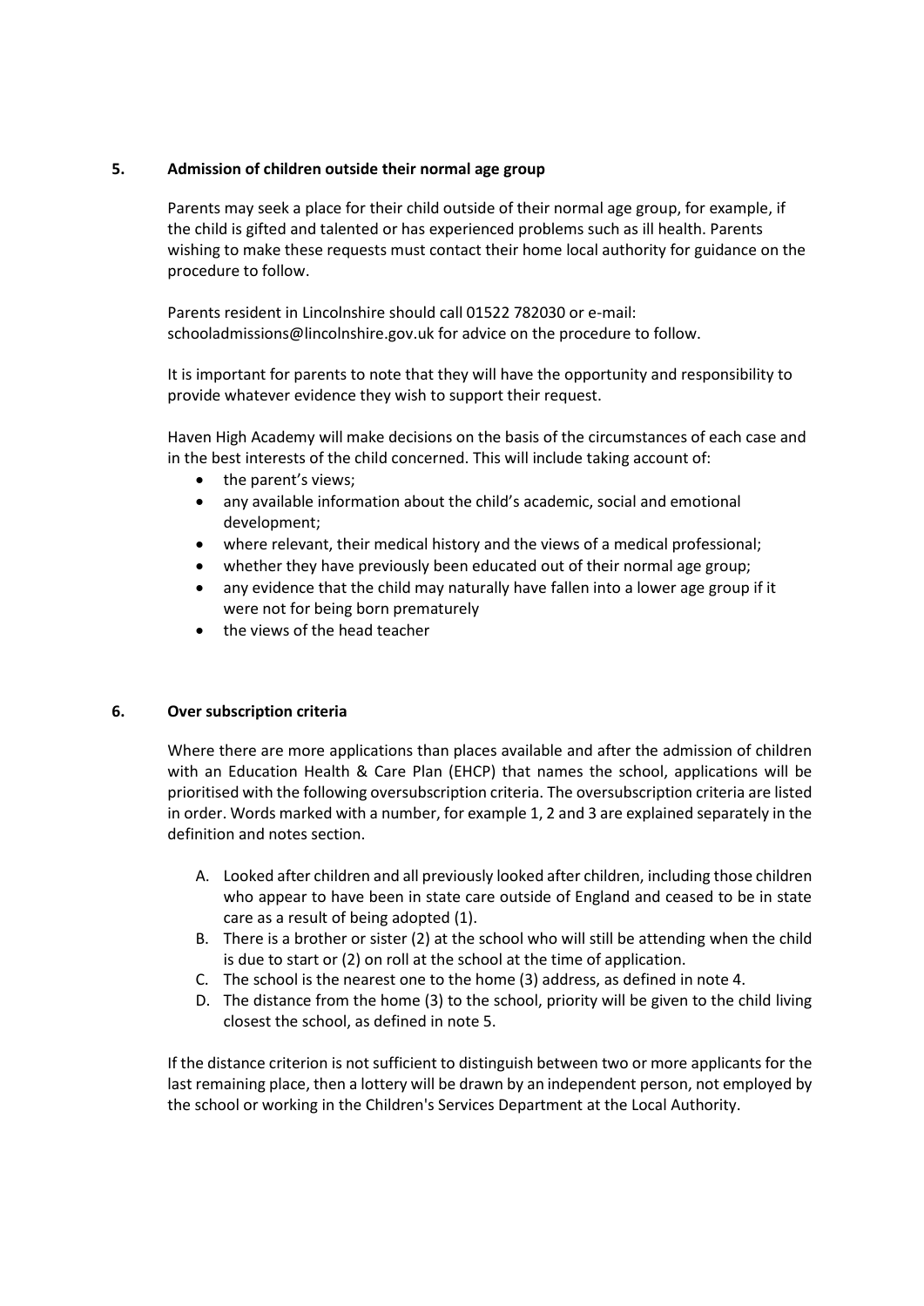## 5. Admission of children outside their normal age group

Parents may seek a place for their child outside of their normal age group, for example, if the child is gifted and talented or has experienced problems such as ill health. Parents wishing to make these requests must contact their home local authority for guidance on the procedure to follow.

Parents resident in Lincolnshire should call 01522 782030 or e-mail: schooladmissions@lincolnshire.gov.uk for advice on the procedure to follow.

It is important for parents to note that they will have the opportunity and responsibility to provide whatever evidence they wish to support their request.

Haven High Academy will make decisions on the basis of the circumstances of each case and in the best interests of the child concerned. This will include taking account of:

- the parent's views;
- any available information about the child's academic, social and emotional development;
- where relevant, their medical history and the views of a medical professional;
- whether they have previously been educated out of their normal age group;
- any evidence that the child may naturally have fallen into a lower age group if it were not for being born prematurely
- the views of the head teacher

## 6. Over subscription criteria

Where there are more applications than places available and after the admission of children with an Education Health & Care Plan (EHCP) that names the school, applications will be prioritised with the following oversubscription criteria. The oversubscription criteria are listed in order. Words marked with a number, for example 1, 2 and 3 are explained separately in the definition and notes section.

A. Looked after children and all previously looked after children, including those children who appear to have been in state care outside of England and ceased to be in state care as a result of being adopted (1).
B. There is a brother or sister (2) at the school who will still be attending when the child is due to start or (2) on roll at the school at the time of application.
C. The school is the nearest one to the home (3) address, as defined in note 4.
D. The distance from the home (3) to the school, priority will be given to the child living closest the school, as defined in note 5.

If the distance criterion is not sufficient to distinguish between two or more applicants for the last remaining place, then a lottery will be drawn by an independent person, not employed by the school or working in the Children's Services Department at the Local Authority.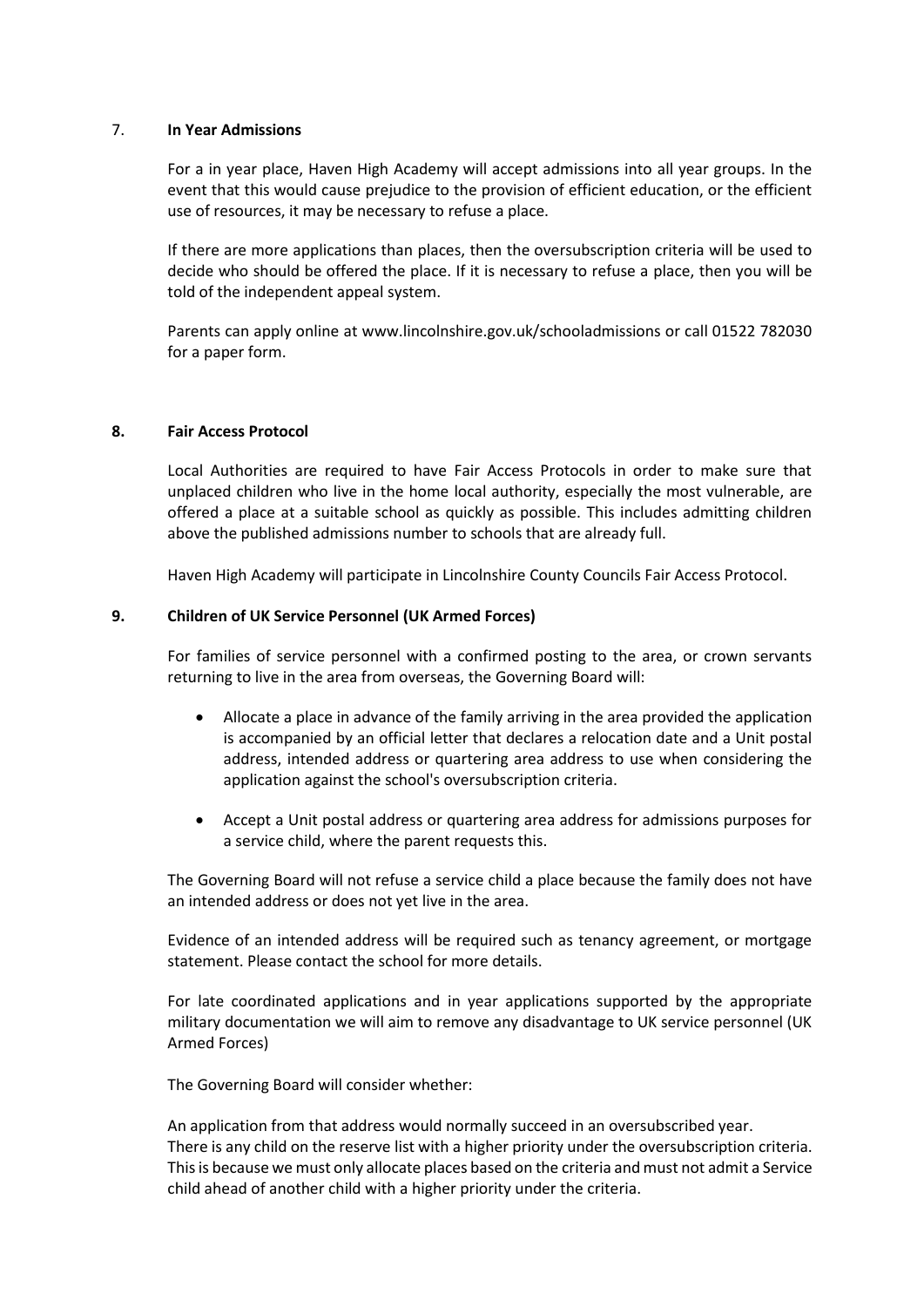## 7. In Year Admissions

For a in year place, Haven High Academy will accept admissions into all year groups. In the event that this would cause prejudice to the provision of efficient education, or the efficient use of resources, it may be necessary to refuse a place.

If there are more applications than places, then the oversubscription criteria will be used to decide who should be offered the place. If it is necessary to refuse a place, then you will be told of the independent appeal system.

Parents can apply online at www.lincolnshire.gov.uk/schooladmissions or call 01522 782030 for a paper form.

## 8. Fair Access Protocol

Local Authorities are required to have Fair Access Protocols in order to make sure that unplaced children who live in the home local authority, especially the most vulnerable, are offered a place at a suitable school as quickly as possible. This includes admitting children above the published admissions number to schools that are already full.

Haven High Academy will participate in Lincolnshire County Councils Fair Access Protocol.

## 9. Children of UK Service Personnel (UK Armed Forces)

For families of service personnel with a confirmed posting to the area, or crown servants returning to live in the area from overseas, the Governing Board will:

- Allocate a place in advance of the family arriving in the area provided the application is accompanied by an official letter that declares a relocation date and a Unit postal address, intended address or quartering area address to use when considering the application against the school's oversubscription criteria.
- Accept a Unit postal address or quartering area address for admissions purposes for a service child, where the parent requests this.

The Governing Board will not refuse a service child a place because the family does not have an intended address or does not yet live in the area.

Evidence of an intended address will be required such as tenancy agreement, or mortgage statement. Please contact the school for more details.

For late coordinated applications and in year applications supported by the appropriate military documentation we will aim to remove any disadvantage to UK service personnel (UK Armed Forces)

The Governing Board will consider whether:

An application from that address would normally succeed in an oversubscribed year.
There is any child on the reserve list with a higher priority under the oversubscription criteria. This is because we must only allocate places based on the criteria and must not admit a Service child ahead of another child with a higher priority under the criteria.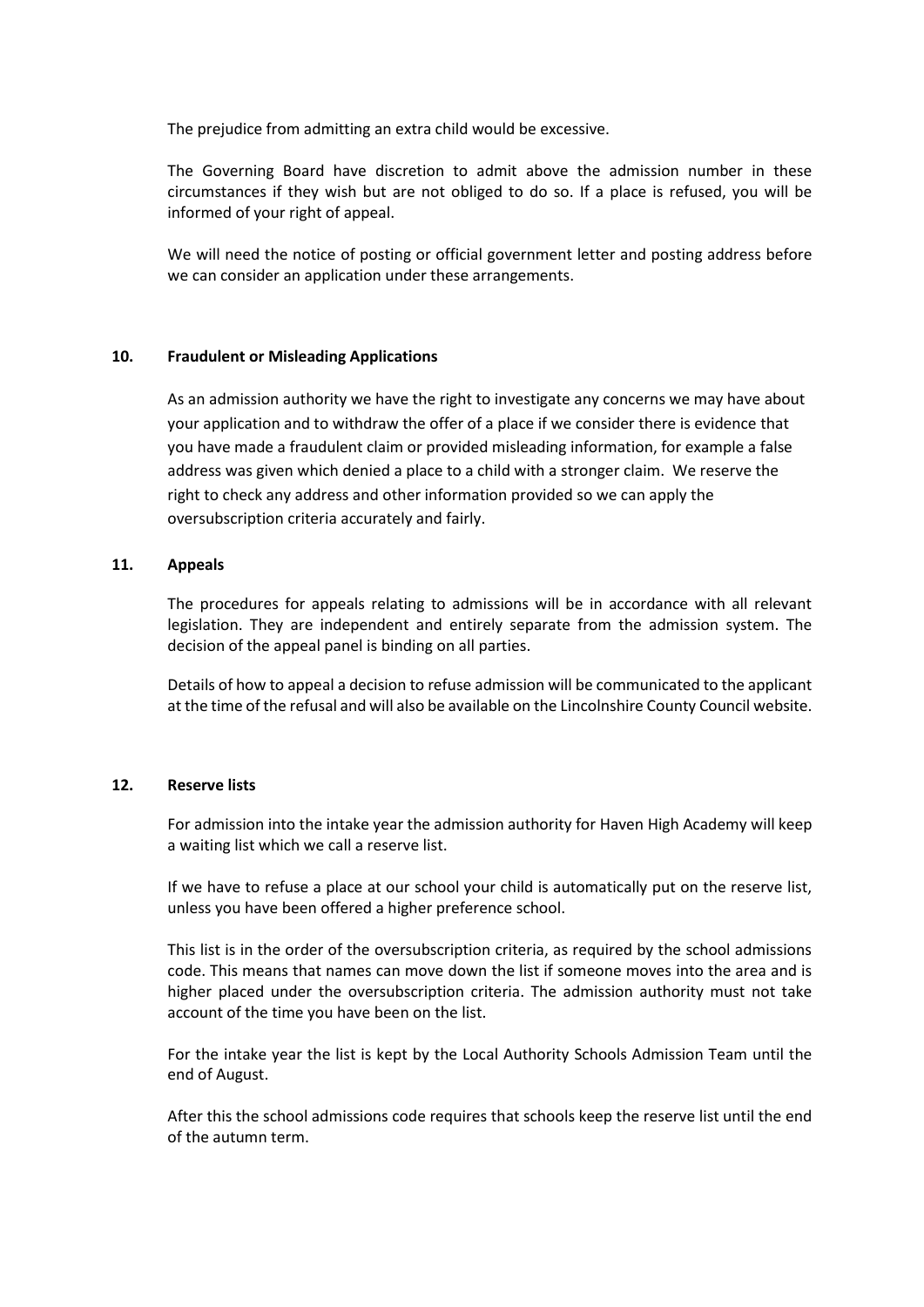The prejudice from admitting an extra child would be excessive.

The Governing Board have discretion to admit above the admission number in these circumstances if they wish but are not obliged to do so. If a place is refused, you will be informed of your right of appeal.

We will need the notice of posting or official government letter and posting address before we can consider an application under these arrangements.

## 10. Fraudulent or Misleading Applications

As an admission authority we have the right to investigate any concerns we may have about your application and to withdraw the offer of a place if we consider there is evidence that you have made a fraudulent claim or provided misleading information, for example a false address was given which denied a place to a child with a stronger claim. We reserve the right to check any address and other information provided so we can apply the oversubscription criteria accurately and fairly.

## 11. Appeals

The procedures for appeals relating to admissions will be in accordance with all relevant legislation. They are independent and entirely separate from the admission system. The decision of the appeal panel is binding on all parties.

Details of how to appeal a decision to refuse admission will be communicated to the applicant at the time of the refusal and will also be available on the Lincolnshire County Council website.

## 12. Reserve lists

For admission into the intake year the admission authority for Haven High Academy will keep a waiting list which we call a reserve list.

If we have to refuse a place at our school your child is automatically put on the reserve list, unless you have been offered a higher preference school.

This list is in the order of the oversubscription criteria, as required by the school admissions code. This means that names can move down the list if someone moves into the area and is higher placed under the oversubscription criteria. The admission authority must not take account of the time you have been on the list.

For the intake year the list is kept by the Local Authority Schools Admission Team until the end of August.

After this the school admissions code requires that schools keep the reserve list until the end of the autumn term.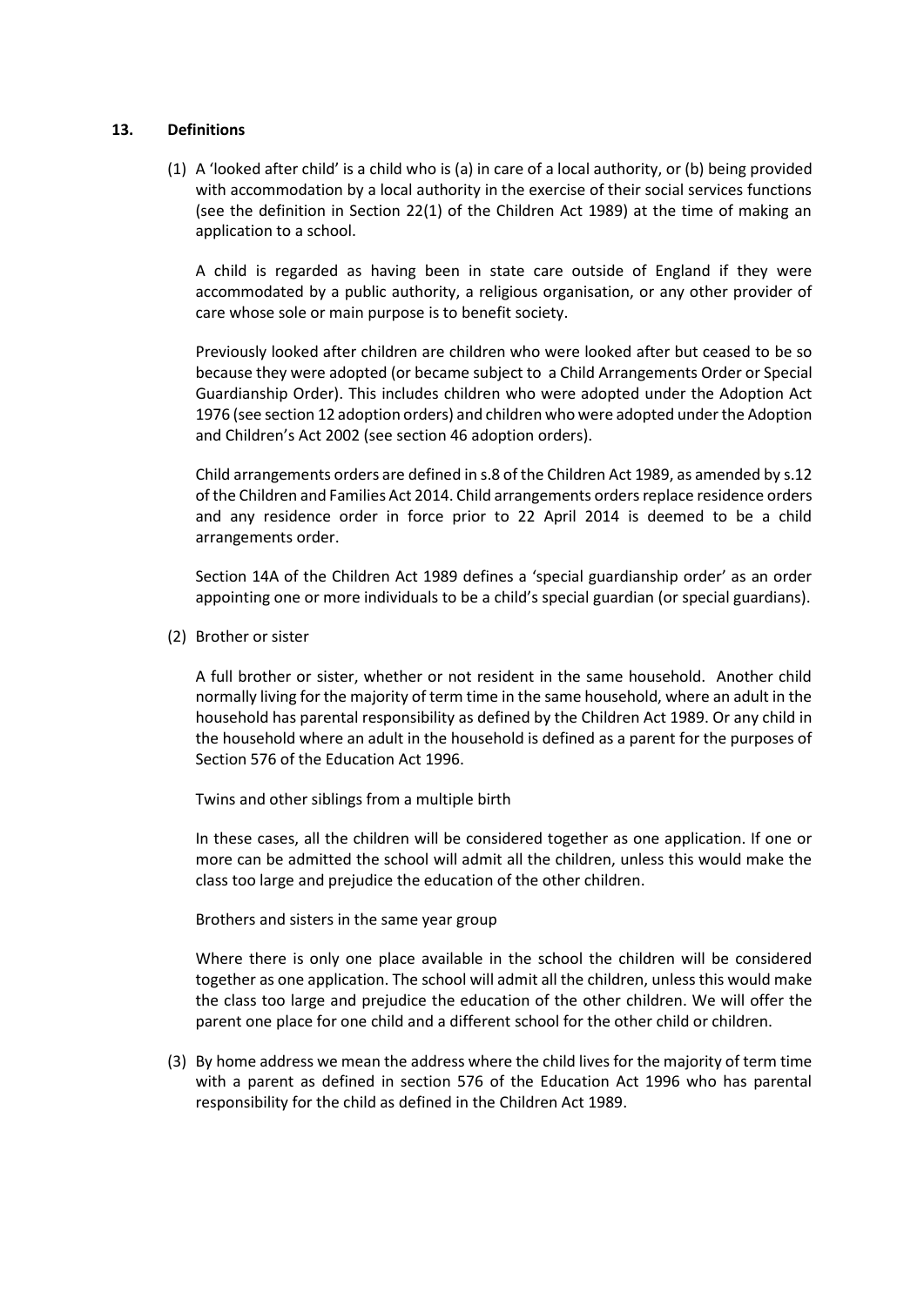## 13. Definitions

(1) A 'looked after child' is a child who is (a) in care of a local authority, or (b) being provided with accommodation by a local authority in the exercise of their social services functions (see the definition in Section 22(1) of the Children Act 1989) at the time of making an application to a school.

A child is regarded as having been in state care outside of England if they were accommodated by a public authority, a religious organisation, or any other provider of care whose sole or main purpose is to benefit society.

Previously looked after children are children who were looked after but ceased to be so because they were adopted (or became subject to a Child Arrangements Order or Special Guardianship Order). This includes children who were adopted under the Adoption Act 1976 (see section 12 adoption orders) and children who were adopted under the Adoption and Children's Act 2002 (see section 46 adoption orders).

Child arrangements orders are defined in s.8 of the Children Act 1989, as amended by s.12 of the Children and Families Act 2014. Child arrangements orders replace residence orders and any residence order in force prior to 22 April 2014 is deemed to be a child arrangements order.

Section 14A of the Children Act 1989 defines a 'special guardianship order' as an order appointing one or more individuals to be a child's special guardian (or special guardians).

(2) Brother or sister

A full brother or sister, whether or not resident in the same household. Another child normally living for the majority of term time in the same household, where an adult in the household has parental responsibility as defined by the Children Act 1989. Or any child in the household where an adult in the household is defined as a parent for the purposes of Section 576 of the Education Act 1996.

Twins and other siblings from a multiple birth

In these cases, all the children will be considered together as one application. If one or more can be admitted the school will admit all the children, unless this would make the class too large and prejudice the education of the other children.

Brothers and sisters in the same year group

Where there is only one place available in the school the children will be considered together as one application. The school will admit all the children, unless this would make the class too large and prejudice the education of the other children. We will offer the parent one place for one child and a different school for the other child or children.

(3) By home address we mean the address where the child lives for the majority of term time with a parent as defined in section 576 of the Education Act 1996 who has parental responsibility for the child as defined in the Children Act 1989.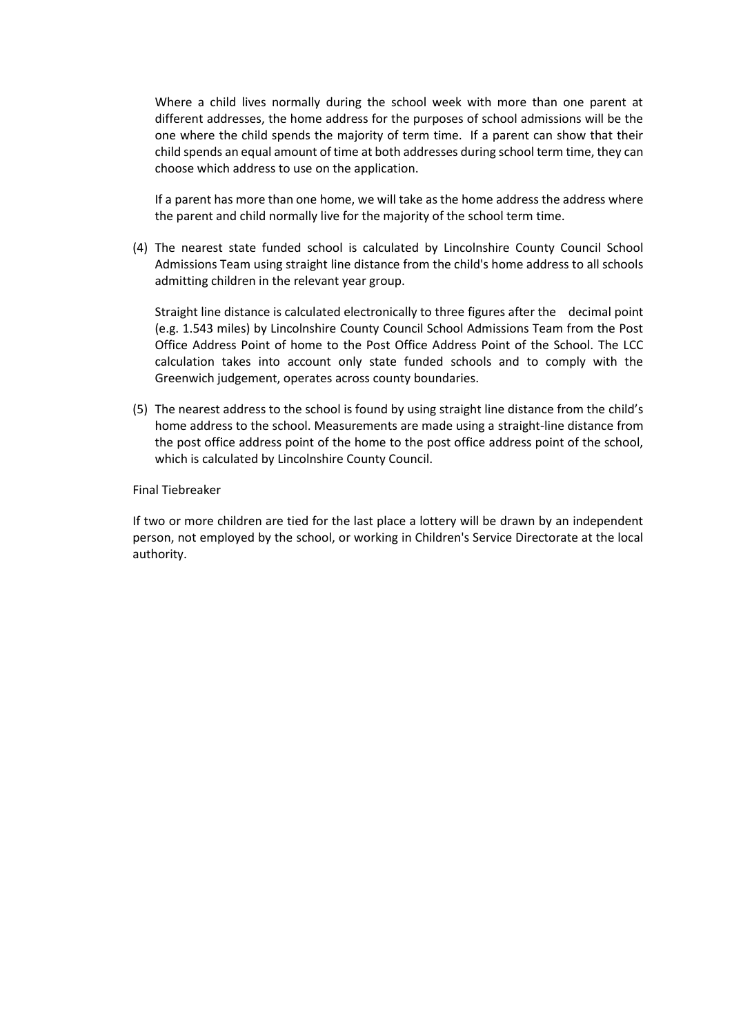Where a child lives normally during the school week with more than one parent at different addresses, the home address for the purposes of school admissions will be the one where the child spends the majority of term time. If a parent can show that their child spends an equal amount of time at both addresses during school term time, they can choose which address to use on the application.

If a parent has more than one home, we will take as the home address the address where the parent and child normally live for the majority of the school term time.

(4) The nearest state funded school is calculated by Lincolnshire County Council School Admissions Team using straight line distance from the child's home address to all schools admitting children in the relevant year group.

Straight line distance is calculated electronically to three figures after the decimal point (e.g. 1.543 miles) by Lincolnshire County Council School Admissions Team from the Post Office Address Point of home to the Post Office Address Point of the School. The LCC calculation takes into account only state funded schools and to comply with the Greenwich judgement, operates across county boundaries.

(5) The nearest address to the school is found by using straight line distance from the child's home address to the school. Measurements are made using a straight-line distance from the post office address point of the home to the post office address point of the school, which is calculated by Lincolnshire County Council.

Final Tiebreaker

If two or more children are tied for the last place a lottery will be drawn by an independent person, not employed by the school, or working in Children's Service Directorate at the local authority.